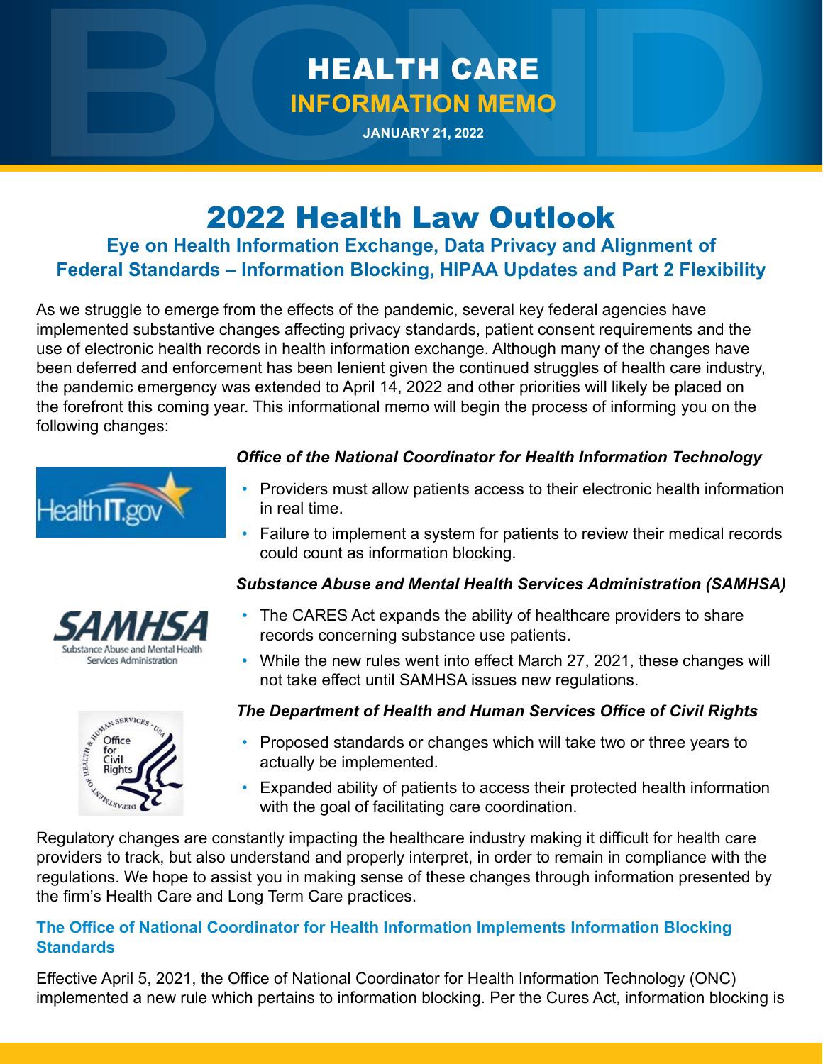# HEALTH CARE

**INFORMATION MEMO**

**JANUARY 21, 2022**

# 2022 Health Law Outlook

## Eye on Health Information Exchange, Data Privacy and Alignment of Federal Standards – Information Blocking, HIPAA Updates and Part 2 Flexibility

As we struggle to emerge from the effects of the pandemic, several key federal agencies have implemented substantive changes affecting privacy standards, patient consent requirements and the use of electronic health records in health information exchange. Although many of the changes have been deferred and enforcement has been lenient given the continued struggles of health care industry, the pandemic emergency was extended to April 14, 2022 and other priorities will likely be placed on the forefront this coming year. This informational memo will begin the process of informing you on the following changes:

***Office of the National Coordinator for Health Information Technology***

- Providers must allow patients access to their electronic health information in real time.
- Failure to implement a system for patients to review their medical records could count as information blocking.

***Substance Abuse and Mental Health Services Administration (SAMHSA)***

- The CARES Act expands the ability of healthcare providers to share records concerning substance use patients.
- While the new rules went into effect March 27, 2021, these changes will not take effect until SAMHSA issues new regulations.

***The Department of Health and Human Services Office of Civil Rights***

- Proposed standards or changes which will take two or three years to actually be implemented.
- Expanded ability of patients to access their protected health information with the goal of facilitating care coordination.

Regulatory changes are constantly impacting the healthcare industry making it difficult for health care providers to track, but also understand and properly interpret, in order to remain in compliance with the regulations. We hope to assist you in making sense of these changes through information presented by the firm's Health Care and Long Term Care practices.

### The Office of National Coordinator for Health Information Implements Information Blocking Standards

Effective April 5, 2021, the Office of National Coordinator for Health Information Technology (ONC) implemented a new rule which pertains to information blocking. Per the Cures Act, information blocking is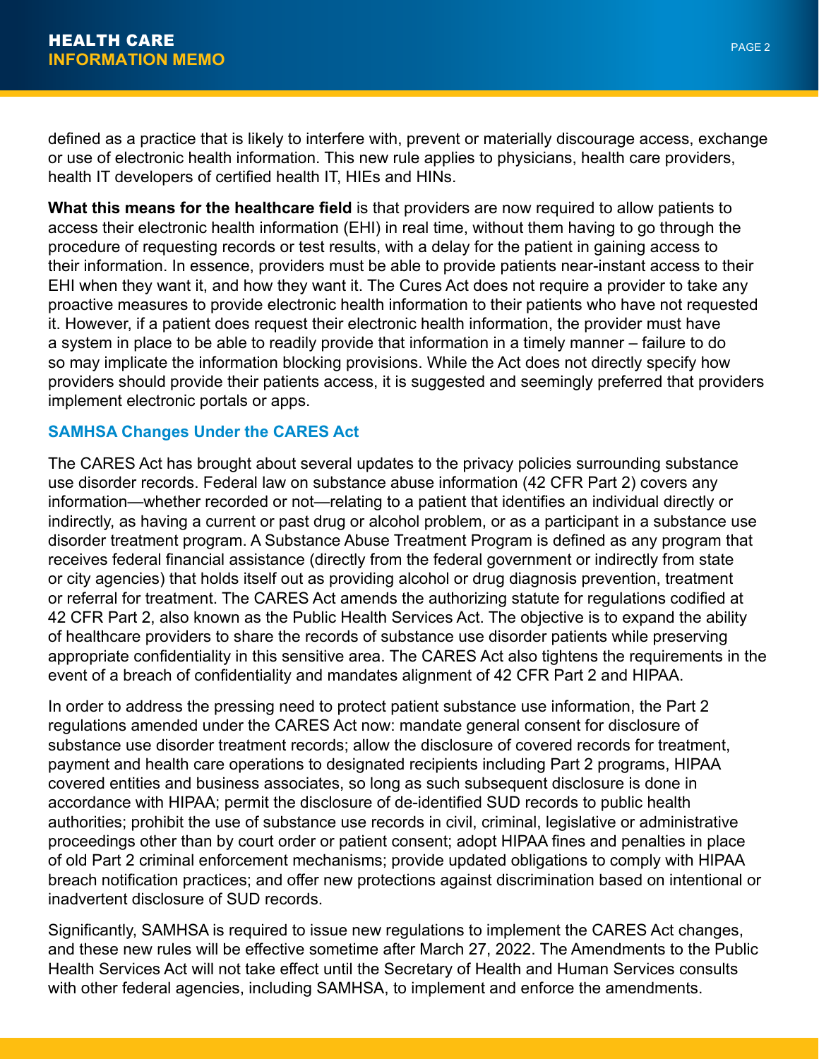defined as a practice that is likely to interfere with, prevent or materially discourage access, exchange or use of electronic health information. This new rule applies to physicians, health care providers, health IT developers of certified health IT, HIEs and HINs.

**What this means for the healthcare field** is that providers are now required to allow patients to access their electronic health information (EHI) in real time, without them having to go through the procedure of requesting records or test results, with a delay for the patient in gaining access to their information. In essence, providers must be able to provide patients near-instant access to their EHI when they want it, and how they want it. The Cures Act does not require a provider to take any proactive measures to provide electronic health information to their patients who have not requested it. However, if a patient does request their electronic health information, the provider must have a system in place to be able to readily provide that information in a timely manner – failure to do so may implicate the information blocking provisions. While the Act does not directly specify how providers should provide their patients access, it is suggested and seemingly preferred that providers implement electronic portals or apps.

### SAMHSA Changes Under the CARES Act

The CARES Act has brought about several updates to the privacy policies surrounding substance use disorder records. Federal law on substance abuse information (42 CFR Part 2) covers any information—whether recorded or not—relating to a patient that identifies an individual directly or indirectly, as having a current or past drug or alcohol problem, or as a participant in a substance use disorder treatment program. A Substance Abuse Treatment Program is defined as any program that receives federal financial assistance (directly from the federal government or indirectly from state or city agencies) that holds itself out as providing alcohol or drug diagnosis prevention, treatment or referral for treatment. The CARES Act amends the authorizing statute for regulations codified at 42 CFR Part 2, also known as the Public Health Services Act. The objective is to expand the ability of healthcare providers to share the records of substance use disorder patients while preserving appropriate confidentiality in this sensitive area. The CARES Act also tightens the requirements in the event of a breach of confidentiality and mandates alignment of 42 CFR Part 2 and HIPAA.

In order to address the pressing need to protect patient substance use information, the Part 2 regulations amended under the CARES Act now: mandate general consent for disclosure of substance use disorder treatment records; allow the disclosure of covered records for treatment, payment and health care operations to designated recipients including Part 2 programs, HIPAA covered entities and business associates, so long as such subsequent disclosure is done in accordance with HIPAA; permit the disclosure of de-identified SUD records to public health authorities; prohibit the use of substance use records in civil, criminal, legislative or administrative proceedings other than by court order or patient consent; adopt HIPAA fines and penalties in place of old Part 2 criminal enforcement mechanisms; provide updated obligations to comply with HIPAA breach notification practices; and offer new protections against discrimination based on intentional or inadvertent disclosure of SUD records.

Significantly, SAMHSA is required to issue new regulations to implement the CARES Act changes, and these new rules will be effective sometime after March 27, 2022. The Amendments to the Public Health Services Act will not take effect until the Secretary of Health and Human Services consults with other federal agencies, including SAMHSA, to implement and enforce the amendments.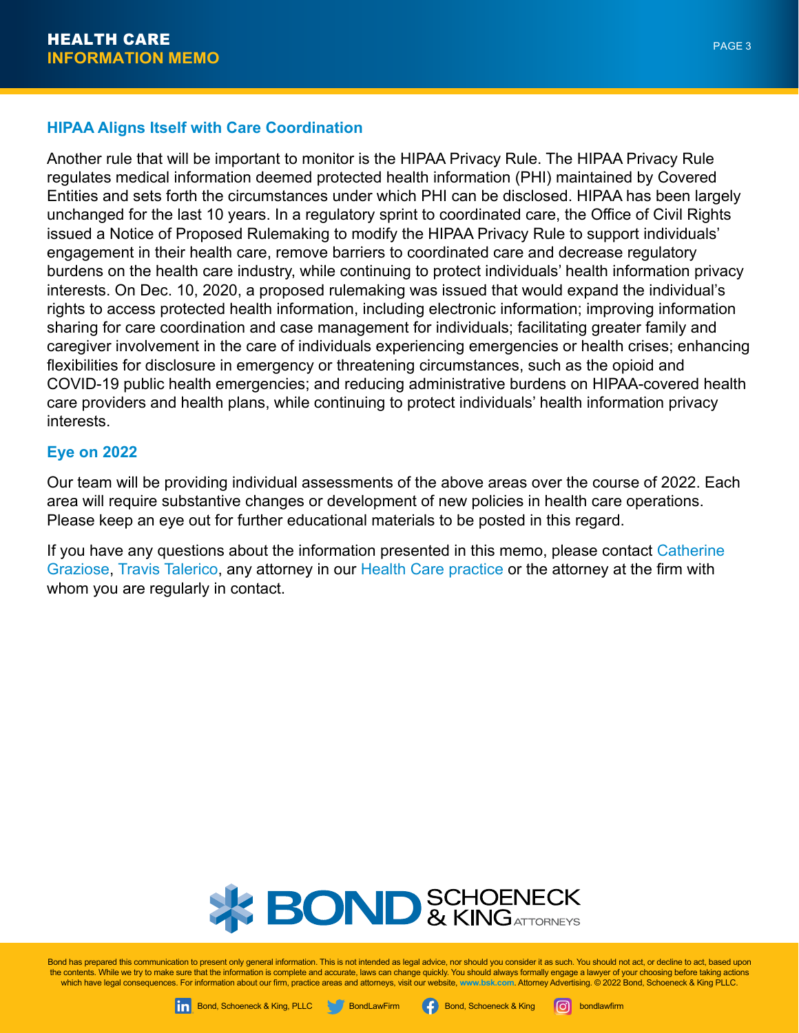## HIPAA Aligns Itself with Care Coordination

Another rule that will be important to monitor is the HIPAA Privacy Rule. The HIPAA Privacy Rule regulates medical information deemed protected health information (PHI) maintained by Covered Entities and sets forth the circumstances under which PHI can be disclosed. HIPAA has been largely unchanged for the last 10 years. In a regulatory sprint to coordinated care, the Office of Civil Rights issued a Notice of Proposed Rulemaking to modify the HIPAA Privacy Rule to support individuals' engagement in their health care, remove barriers to coordinated care and decrease regulatory burdens on the health care industry, while continuing to protect individuals' health information privacy interests. On Dec. 10, 2020, a proposed rulemaking was issued that would expand the individual's rights to access protected health information, including electronic information; improving information sharing for care coordination and case management for individuals; facilitating greater family and caregiver involvement in the care of individuals experiencing emergencies or health crises; enhancing flexibilities for disclosure in emergency or threatening circumstances, such as the opioid and COVID-19 public health emergencies; and reducing administrative burdens on HIPAA-covered health care providers and health plans, while continuing to protect individuals' health information privacy interests.

## Eye on 2022

Our team will be providing individual assessments of the above areas over the course of 2022. Each area will require substantive changes or development of new policies in health care operations. Please keep an eye out for further educational materials to be posted in this regard.

If you have any questions about the information presented in this memo, please contact Catherine Graziose, Travis Talerico, any attorney in our Health Care practice or the attorney at the firm with whom you are regularly in contact.

BOND SCHOENECK & KING ATTORNEYS

Bond has prepared this communication to present only general information. This is not intended as legal advice, nor should you consider it as such. You should not act, or decline to act, based upon the contents. While we try to make sure that the information is complete and accurate, laws can change quickly. You should always formally engage a lawyer of your choosing before taking actions which have legal consequences. For information about our firm, practice areas and attorneys, visit our website, www.bsk.com. Attorney Advertising. © 2022 Bond, Schoeneck & King PLLC.

Bond, Schoeneck & King, PLLC | BondLawFirm | Bond, Schoeneck & King | bondlawfirm